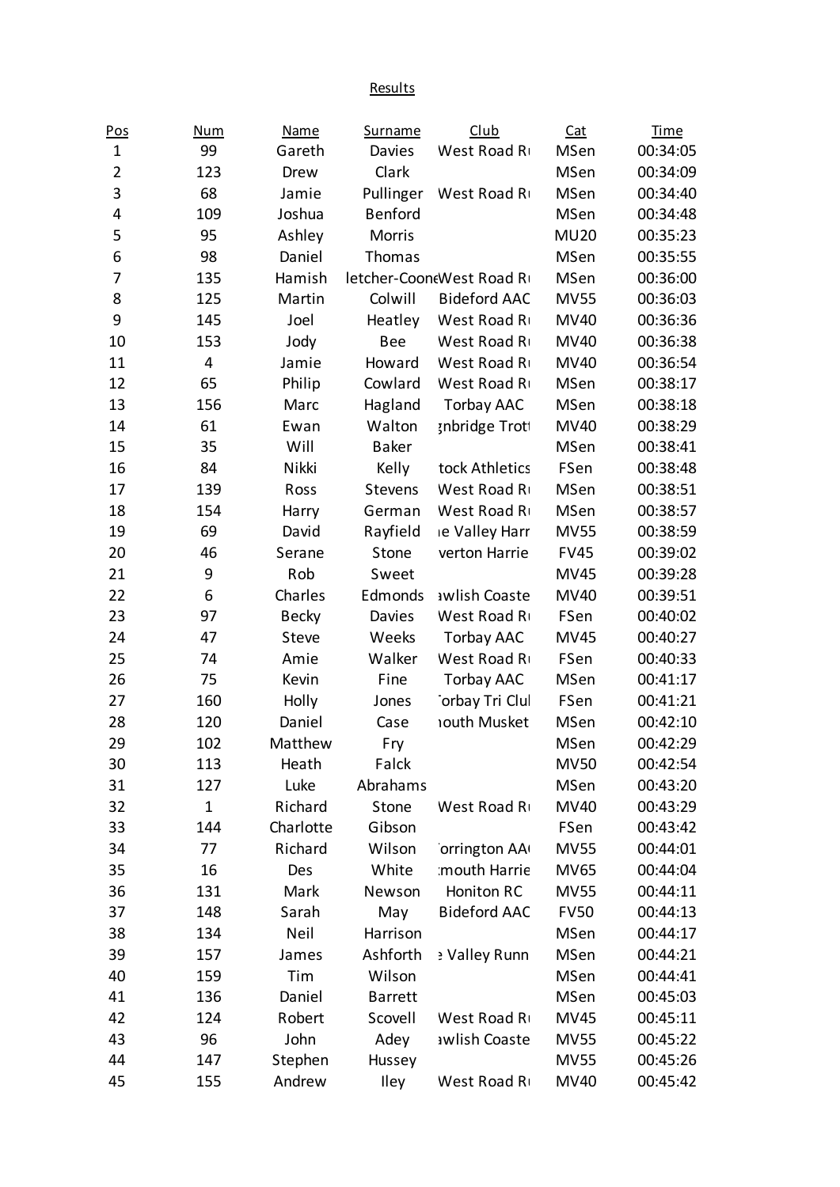Results

| Pos | Num | Name | Surname | Club | Cat | Time |
|---|---|---|---|---|---|---|
| 1 | 99 | Gareth | Davies | West Road Ru | MSen | 00:34:05 |
| 2 | 123 | Drew | Clark | | MSen | 00:34:09 |
| 3 | 68 | Jamie | Pullinger | West Road Ru | MSen | 00:34:40 |
| 4 | 109 | Joshua | Benford | | MSen | 00:34:48 |
| 5 | 95 | Ashley | Morris | | MU20 | 00:35:23 |
| 6 | 98 | Daniel | Thomas | | MSen | 00:35:55 |
| 7 | 135 | Hamish | letcher-Coone | West Road Ru | MSen | 00:36:00 |
| 8 | 125 | Martin | Colwill | Bideford AAC | MV55 | 00:36:03 |
| 9 | 145 | Joel | Heatley | West Road Ru | MV40 | 00:36:36 |
| 10 | 153 | Jody | Bee | West Road Ru | MV40 | 00:36:38 |
| 11 | 4 | Jamie | Howard | West Road Ru | MV40 | 00:36:54 |
| 12 | 65 | Philip | Cowlard | West Road Ru | MSen | 00:38:17 |
| 13 | 156 | Marc | Hagland | Torbay AAC | MSen | 00:38:18 |
| 14 | 61 | Ewan | Walton | gnbridge Trott | MV40 | 00:38:29 |
| 15 | 35 | Will | Baker | | MSen | 00:38:41 |
| 16 | 84 | Nikki | Kelly | tock Athletics | FSen | 00:38:48 |
| 17 | 139 | Ross | Stevens | West Road Ru | MSen | 00:38:51 |
| 18 | 154 | Harry | German | West Road Ru | MSen | 00:38:57 |
| 19 | 69 | David | Rayfield | ie Valley Harr | MV55 | 00:38:59 |
| 20 | 46 | Serane | Stone | verton Harrie | FV45 | 00:39:02 |
| 21 | 9 | Rob | Sweet | | MV45 | 00:39:28 |
| 22 | 6 | Charles | Edmonds | awlish Coaste | MV40 | 00:39:51 |
| 23 | 97 | Becky | Davies | West Road Ru | FSen | 00:40:02 |
| 24 | 47 | Steve | Weeks | Torbay AAC | MV45 | 00:40:27 |
| 25 | 74 | Amie | Walker | West Road Ru | FSen | 00:40:33 |
| 26 | 75 | Kevin | Fine | Torbay AAC | MSen | 00:41:17 |
| 27 | 160 | Holly | Jones | Torbay Tri Clul | FSen | 00:41:21 |
| 28 | 120 | Daniel | Case | nouth Musket | MSen | 00:42:10 |
| 29 | 102 | Matthew | Fry | | MSen | 00:42:29 |
| 30 | 113 | Heath | Falck | | MV50 | 00:42:54 |
| 31 | 127 | Luke | Abrahams | | MSen | 00:43:20 |
| 32 | 1 | Richard | Stone | West Road Ru | MV40 | 00:43:29 |
| 33 | 144 | Charlotte | Gibson | | FSen | 00:43:42 |
| 34 | 77 | Richard | Wilson | Torrington AA | MV55 | 00:44:01 |
| 35 | 16 | Des | White | mouth Harrie | MV65 | 00:44:04 |
| 36 | 131 | Mark | Newson | Honiton RC | MV55 | 00:44:11 |
| 37 | 148 | Sarah | May | Bideford AAC | FV50 | 00:44:13 |
| 38 | 134 | Neil | Harrison | | MSen | 00:44:17 |
| 39 | 157 | James | Ashforth | e Valley Runn | MSen | 00:44:21 |
| 40 | 159 | Tim | Wilson | | MSen | 00:44:41 |
| 41 | 136 | Daniel | Barrett | | MSen | 00:45:03 |
| 42 | 124 | Robert | Scovell | West Road Ru | MV45 | 00:45:11 |
| 43 | 96 | John | Adey | awlish Coaste | MV55 | 00:45:22 |
| 44 | 147 | Stephen | Hussey | | MV55 | 00:45:26 |
| 45 | 155 | Andrew | Iley | West Road Ru | MV40 | 00:45:42 |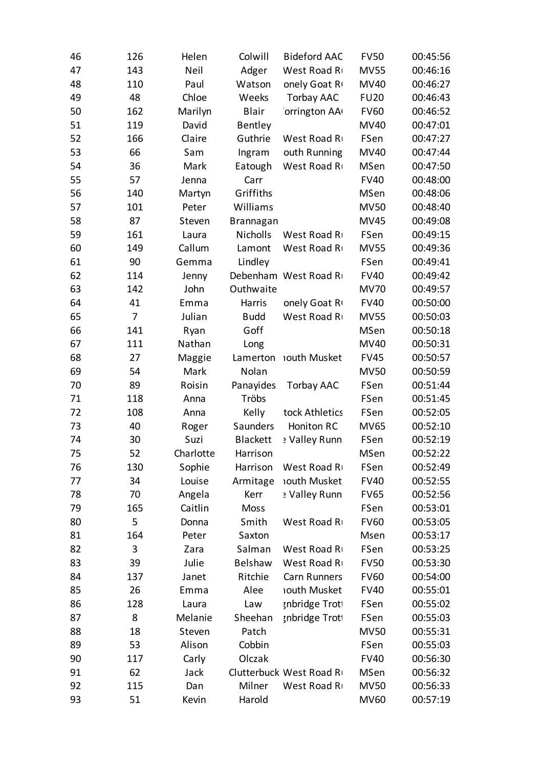| 46 | 126 | Helen | Colwill | Bideford AAC | FV50 | 00:45:56 |
|---|---|---|---|---|---|---|
| 47 | 143 | Neil | Adger | West Road R | MV55 | 00:46:16 |
| 48 | 110 | Paul | Watson | onely Goat R | MV40 | 00:46:27 |
| 49 | 48 | Chloe | Weeks | Torbay AAC | FU20 | 00:46:43 |
| 50 | 162 | Marilyn | Blair | 'orrington AA | FV60 | 00:46:52 |
| 51 | 119 | David | Bentley | | MV40 | 00:47:01 |
| 52 | 166 | Claire | Guthrie | West Road R | FSen | 00:47:27 |
| 53 | 66 | Sam | Ingram | outh Running | MV40 | 00:47:44 |
| 54 | 36 | Mark | Eatough | West Road R | MSen | 00:47:50 |
| 55 | 57 | Jenna | Carr | | FV40 | 00:48:00 |
| 56 | 140 | Martyn | Griffiths | | MSen | 00:48:06 |
| 57 | 101 | Peter | Williams | | MV50 | 00:48:40 |
| 58 | 87 | Steven | Brannagan | | MV45 | 00:49:08 |
| 59 | 161 | Laura | Nicholls | West Road R | FSen | 00:49:15 |
| 60 | 149 | Callum | Lamont | West Road R | MV55 | 00:49:36 |
| 61 | 90 | Gemma | Lindley | | FSen | 00:49:41 |
| 62 | 114 | Jenny | Debenham | West Road R | FV40 | 00:49:42 |
| 63 | 142 | John | Outhwaite | | MV70 | 00:49:57 |
| 64 | 41 | Emma | Harris | onely Goat R | FV40 | 00:50:00 |
| 65 | 7 | Julian | Budd | West Road R | MV55 | 00:50:03 |
| 66 | 141 | Ryan | Goff | | MSen | 00:50:18 |
| 67 | 111 | Nathan | Long | | MV40 | 00:50:31 |
| 68 | 27 | Maggie | Lamerton | ıouth Musket | FV45 | 00:50:57 |
| 69 | 54 | Mark | Nolan | | MV50 | 00:50:59 |
| 70 | 89 | Roisin | Panayides | Torbay AAC | FSen | 00:51:44 |
| 71 | 118 | Anna | Tröbs | | FSen | 00:51:45 |
| 72 | 108 | Anna | Kelly | tock Athletics | FSen | 00:52:05 |
| 73 | 40 | Roger | Saunders | Honiton RC | MV65 | 00:52:10 |
| 74 | 30 | Suzi | Blackett | : Valley Runn | FSen | 00:52:19 |
| 75 | 52 | Charlotte | Harrison | | MSen | 00:52:22 |
| 76 | 130 | Sophie | Harrison | West Road R | FSen | 00:52:49 |
| 77 | 34 | Louise | Armitage | ıouth Musket | FV40 | 00:52:55 |
| 78 | 70 | Angela | Kerr | : Valley Runn | FV65 | 00:52:56 |
| 79 | 165 | Caitlin | Moss | | FSen | 00:53:01 |
| 80 | 5 | Donna | Smith | West Road R | FV60 | 00:53:05 |
| 81 | 164 | Peter | Saxton | | Msen | 00:53:17 |
| 82 | 3 | Zara | Salman | West Road R | FSen | 00:53:25 |
| 83 | 39 | Julie | Belshaw | West Road R | FV50 | 00:53:30 |
| 84 | 137 | Janet | Ritchie | Carn Runners | FV60 | 00:54:00 |
| 85 | 26 | Emma | Alee | ıouth Musket | FV40 | 00:55:01 |
| 86 | 128 | Laura | Law | gnbridge Trot | FSen | 00:55:02 |
| 87 | 8 | Melanie | Sheehan | gnbridge Trot | FSen | 00:55:03 |
| 88 | 18 | Steven | Patch | | MV50 | 00:55:31 |
| 89 | 53 | Alison | Cobbin | | FSen | 00:55:03 |
| 90 | 117 | Carly | Olczak | | FV40 | 00:56:30 |
| 91 | 62 | Jack | Clutterbuck | West Road R | MSen | 00:56:32 |
| 92 | 115 | Dan | Milner | West Road R | MV50 | 00:56:33 |
| 93 | 51 | Kevin | Harold | | MV60 | 00:57:19 |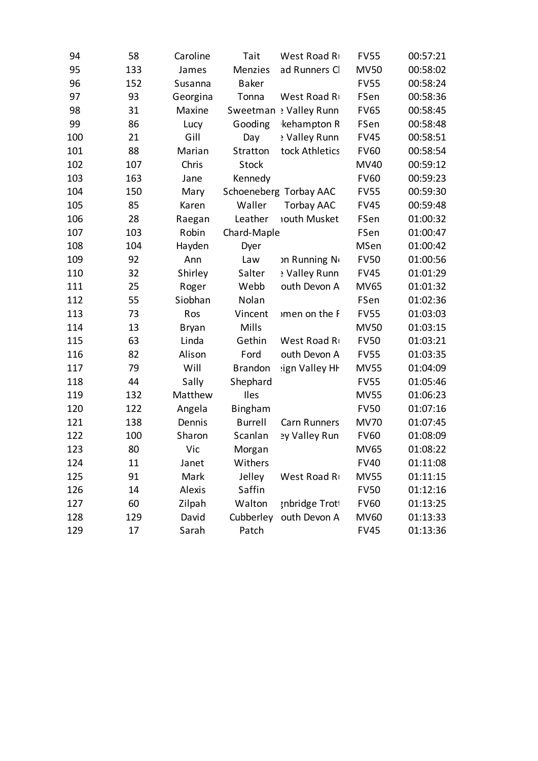| | | | | | | |
|---|---|---|---|---|---|---|
| 94 | 58 | Caroline | Tait | West Road Ru | FV55 | 00:57:21 |
| 95 | 133 | James | Menzies | ad Runners Cl | MV50 | 00:58:02 |
| 96 | 152 | Susanna | Baker | | FV55 | 00:58:24 |
| 97 | 93 | Georgina | Tonna | West Road Ru | FSen | 00:58:36 |
| 98 | 31 | Maxine | Sweetman | e Valley Runn | FV65 | 00:58:45 |
| 99 | 86 | Lucy | Gooding | kehampton R | FSen | 00:58:48 |
| 100 | 21 | Gill | Day | e Valley Runn | FV45 | 00:58:51 |
| 101 | 88 | Marian | Stratton | tock Athletics | FV60 | 00:58:54 |
| 102 | 107 | Chris | Stock | | MV40 | 00:59:12 |
| 103 | 163 | Jane | Kennedy | | FV60 | 00:59:23 |
| 104 | 150 | Mary | Schoeneberg | Torbay AAC | FV55 | 00:59:30 |
| 105 | 85 | Karen | Waller | Torbay AAC | FV45 | 00:59:48 |
| 106 | 28 | Raegan | Leather | nouth Musket | FSen | 01:00:32 |
| 107 | 103 | Robin | Chard-Maple | | FSen | 01:00:47 |
| 108 | 104 | Hayden | Dyer | | MSen | 01:00:42 |
| 109 | 92 | Ann | Law | on Running N | FV50 | 01:00:56 |
| 110 | 32 | Shirley | Salter | e Valley Runn | FV45 | 01:01:29 |
| 111 | 25 | Roger | Webb | outh Devon A | MV65 | 01:01:32 |
| 112 | 55 | Siobhan | Nolan | | FSen | 01:02:36 |
| 113 | 73 | Ros | Vincent | omen on the F | FV55 | 01:03:03 |
| 114 | 13 | Bryan | Mills | | MV50 | 01:03:15 |
| 115 | 63 | Linda | Gethin | West Road Ru | FV50 | 01:03:21 |
| 116 | 82 | Alison | Ford | outh Devon A | FV55 | 01:03:35 |
| 117 | 79 | Will | Brandon | eign Valley HH | MV55 | 01:04:09 |
| 118 | 44 | Sally | Shephard | | FV55 | 01:05:46 |
| 119 | 132 | Matthew | Iles | | MV55 | 01:06:23 |
| 120 | 122 | Angela | Bingham | | FV50 | 01:07:16 |
| 121 | 138 | Dennis | Burrell | Carn Runners | MV70 | 01:07:45 |
| 122 | 100 | Sharon | Scanlan | ey Valley Run | FV60 | 01:08:09 |
| 123 | 80 | Vic | Morgan | | MV65 | 01:08:22 |
| 124 | 11 | Janet | Withers | | FV40 | 01:11:08 |
| 125 | 91 | Mark | Jelley | West Road Ru | MV55 | 01:11:15 |
| 126 | 14 | Alexis | Saffin | | FV50 | 01:12:16 |
| 127 | 60 | Zilpah | Walton | gnbridge Trott | FV60 | 01:13:25 |
| 128 | 129 | David | Cubberley | outh Devon A | MV60 | 01:13:33 |
| 129 | 17 | Sarah | Patch | | FV45 | 01:13:36 |